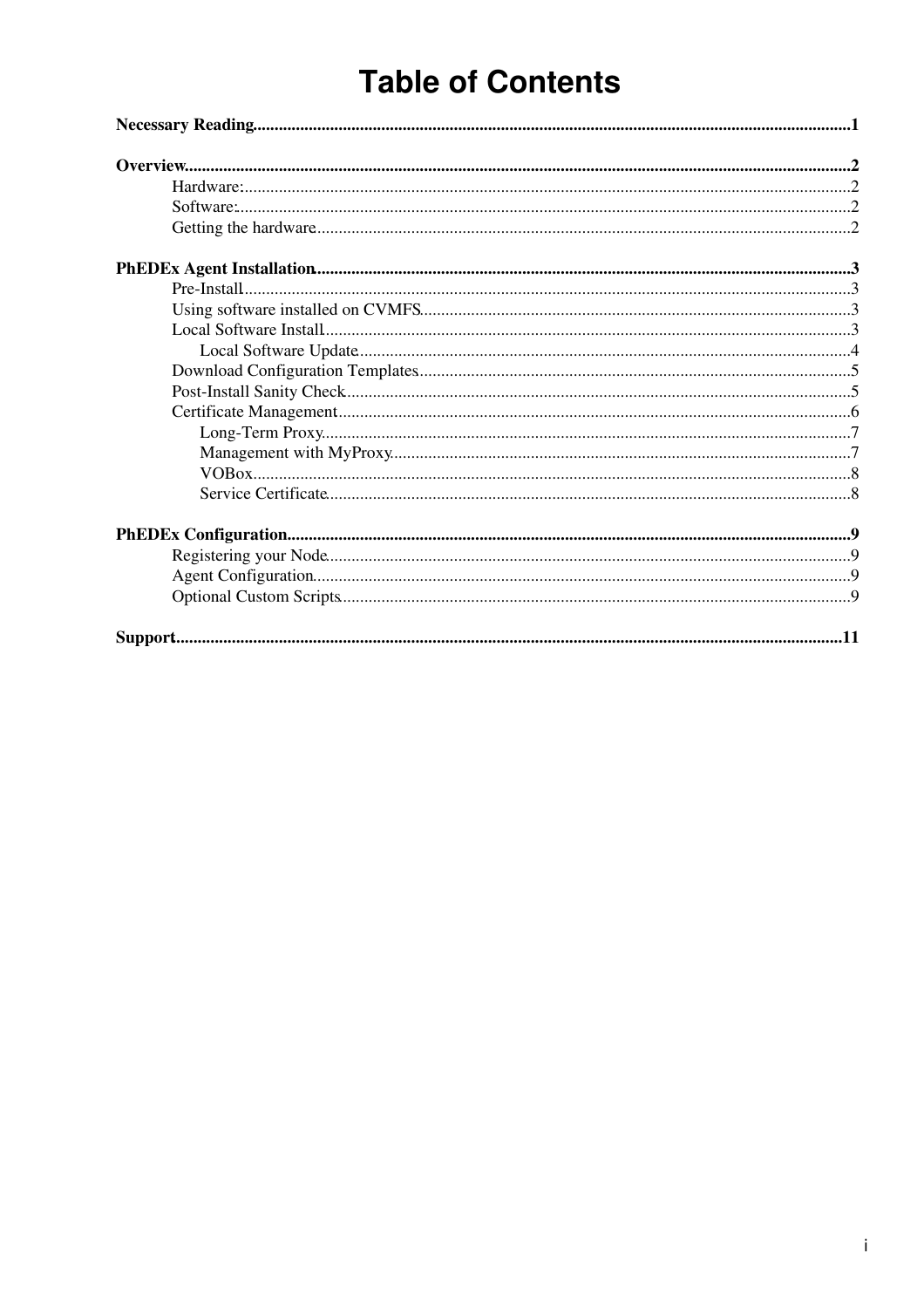# Table of Contents

**Necessary Reading**......1

**Overview**......2
- Hardware:......2
- Software:......2
- Getting the hardware......2

**PhEDEx Agent Installation**......3
- Pre-Install......3
- Using software installed on CVMFS......3
- Local Software Install......3
  - Local Software Update......4
- Download Configuration Templates......5
- Post-Install Sanity Check......5
- Certificate Management......6
  - Long-Term Proxy......7
  - Management with MyProxy......7
  - VOBox......8
  - Service Certificate......8

**PhEDEx Configuration**......9
- Registering your Node......9
- Agent Configuration......9
- Optional Custom Scripts......9

**Support**......11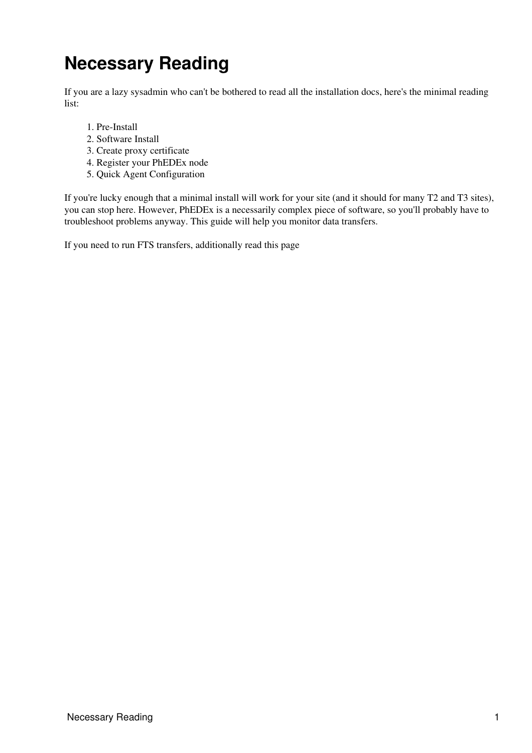# Necessary Reading

If you are a lazy sysadmin who can't be bothered to read all the installation docs, here's the minimal reading list:

1. Pre-Install
2. Software Install
3. Create proxy certificate
4. Register your PhEDEx node
5. Quick Agent Configuration

If you're lucky enough that a minimal install will work for your site (and it should for many T2 and T3 sites), you can stop here. However, PhEDEx is a necessarily complex piece of software, so you'll probably have to troubleshoot problems anyway. This guide will help you monitor data transfers.

If you need to run FTS transfers, additionally read this page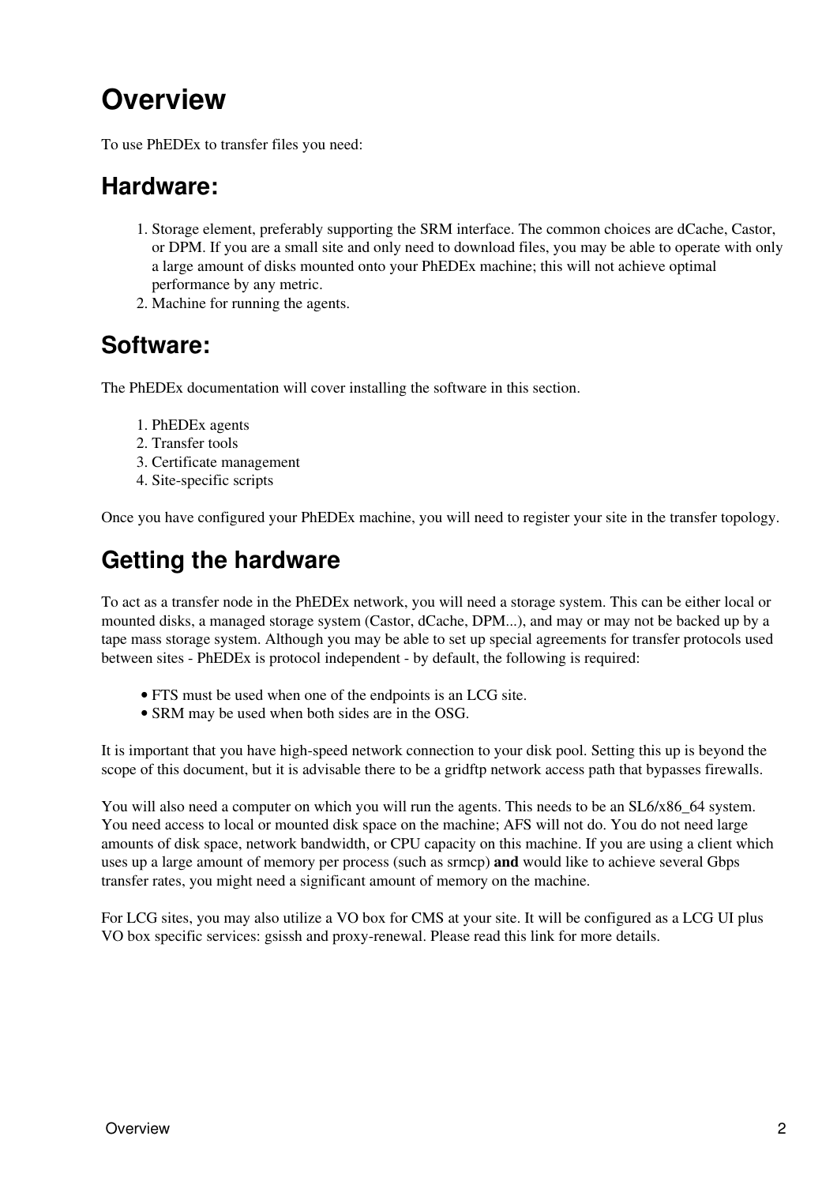# Overview

To use PhEDEx to transfer files you need:

## Hardware:

1. Storage element, preferably supporting the SRM interface. The common choices are dCache, Castor, or DPM. If you are a small site and only need to download files, you may be able to operate with only a large amount of disks mounted onto your PhEDEx machine; this will not achieve optimal performance by any metric.
2. Machine for running the agents.

## Software:

The PhEDEx documentation will cover installing the software in this section.

1. PhEDEx agents
2. Transfer tools
3. Certificate management
4. Site-specific scripts

Once you have configured your PhEDEx machine, you will need to register your site in the transfer topology.

## Getting the hardware

To act as a transfer node in the PhEDEx network, you will need a storage system. This can be either local or mounted disks, a managed storage system (Castor, dCache, DPM...), and may or may not be backed up by a tape mass storage system. Although you may be able to set up special agreements for transfer protocols used between sites - PhEDEx is protocol independent - by default, the following is required:

- FTS must be used when one of the endpoints is an LCG site.
- SRM may be used when both sides are in the OSG.

It is important that you have high-speed network connection to your disk pool. Setting this up is beyond the scope of this document, but it is advisable there to be a gridftp network access path that bypasses firewalls.

You will also need a computer on which you will run the agents. This needs to be an SL6/x86_64 system. You need access to local or mounted disk space on the machine; AFS will not do. You do not need large amounts of disk space, network bandwidth, or CPU capacity on this machine. If you are using a client which uses up a large amount of memory per process (such as srmcp) **and** would like to achieve several Gbps transfer rates, you might need a significant amount of memory on the machine.

For LCG sites, you may also utilize a VO box for CMS at your site. It will be configured as a LCG UI plus VO box specific services: gsissh and proxy-renewal. Please read this link for more details.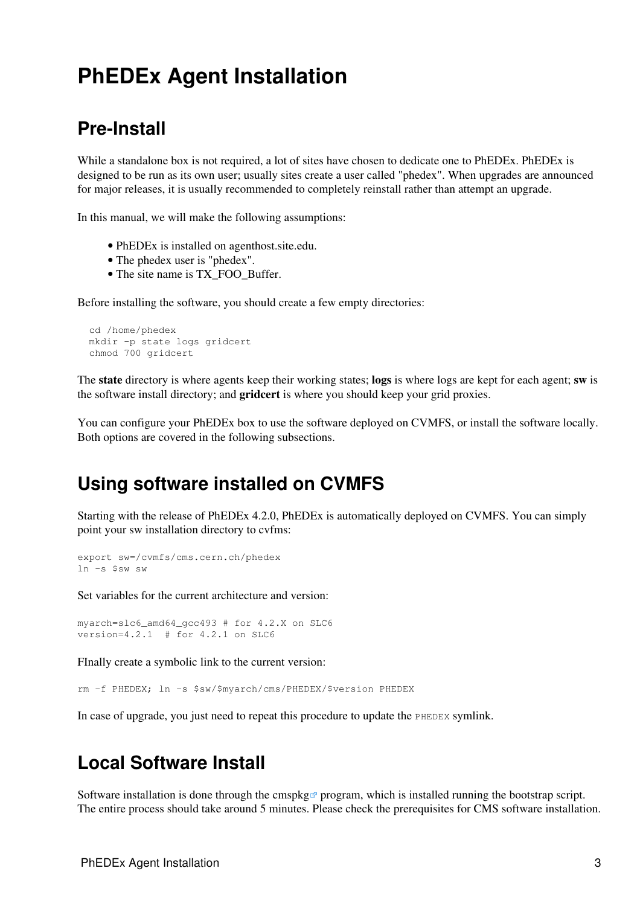# PhEDEx Agent Installation

## Pre-Install

While a standalone box is not required, a lot of sites have chosen to dedicate one to PhEDEx. PhEDEx is designed to be run as its own user; usually sites create a user called "phedex". When upgrades are announced for major releases, it is usually recommended to completely reinstall rather than attempt an upgrade.

In this manual, we will make the following assumptions:

- PhEDEx is installed on agenthost.site.edu.
- The phedex user is "phedex".
- The site name is TX_FOO_Buffer.

Before installing the software, you should create a few empty directories:

```
cd /home/phedex
mkdir -p state logs gridcert
chmod 700 gridcert
```

The **state** directory is where agents keep their working states; **logs** is where logs are kept for each agent; **sw** is the software install directory; and **gridcert** is where you should keep your grid proxies.

You can configure your PhEDEx box to use the software deployed on CVMFS, or install the software locally. Both options are covered in the following subsections.

## Using software installed on CVMFS

Starting with the release of PhEDEx 4.2.0, PhEDEx is automatically deployed on CVMFS. You can simply point your sw installation directory to cvfms:

```
export sw=/cvmfs/cms.cern.ch/phedex
ln -s $sw sw
```

Set variables for the current architecture and version:

```
myarch=slc6_amd64_gcc493 # for 4.2.X on SLC6
version=4.2.1  # for 4.2.1 on SLC6
```

FInally create a symbolic link to the current version:

```
rm -f PHEDEX; ln -s $sw/$myarch/cms/PHEDEX/$version PHEDEX
```

In case of upgrade, you just need to repeat this procedure to update the `PHEDEX` symlink.

## Local Software Install

Software installation is done through the cmspkg program, which is installed running the bootstrap script. The entire process should take around 5 minutes. Please check the prerequisites for CMS software installation.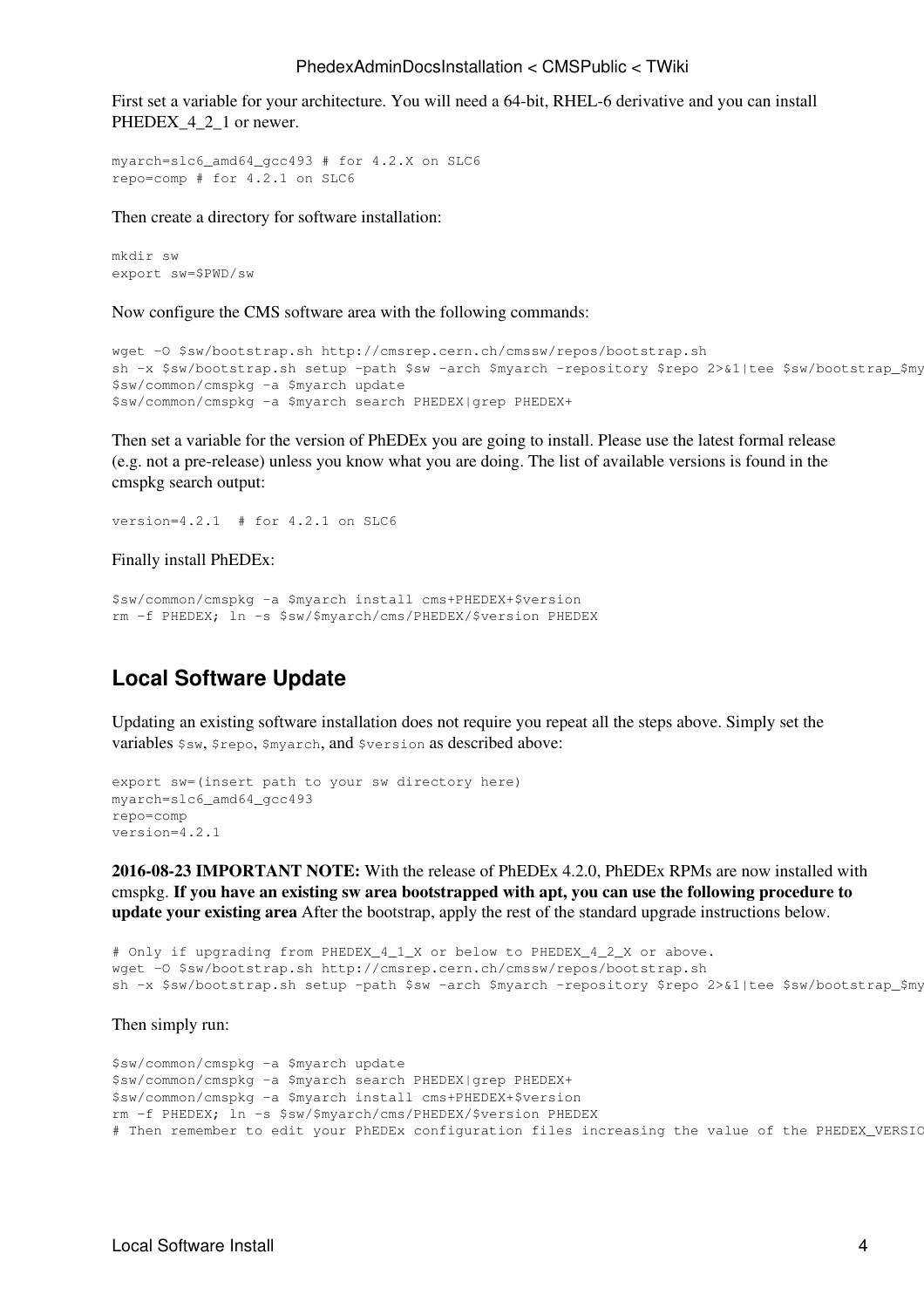First set a variable for your architecture. You will need a 64-bit, RHEL-6 derivative and you can install PHEDEX_4_2_1 or newer.

```
myarch=slc6_amd64_gcc493 # for 4.2.X on SLC6
repo=comp # for 4.2.1 on SLC6
```

Then create a directory for software installation:

```
mkdir sw
export sw=$PWD/sw
```

Now configure the CMS software area with the following commands:

```
wget -O $sw/bootstrap.sh http://cmsrep.cern.ch/cmssw/repos/bootstrap.sh
sh -x $sw/bootstrap.sh setup -path $sw -arch $myarch -repository $repo 2>&1|tee $sw/bootstrap_$my
$sw/common/cmspkg -a $myarch update
$sw/common/cmspkg -a $myarch search PHEDEX|grep PHEDEX+
```

Then set a variable for the version of PhEDEx you are going to install. Please use the latest formal release (e.g. not a pre-release) unless you know what you are doing. The list of available versions is found in the cmspkg search output:

```
version=4.2.1  # for 4.2.1 on SLC6
```

Finally install PhEDEx:

```
$sw/common/cmspkg -a $myarch install cms+PHEDEX+$version
rm -f PHEDEX; ln -s $sw/$myarch/cms/PHEDEX/$version PHEDEX
```

## Local Software Update

Updating an existing software installation does not require you repeat all the steps above. Simply set the variables `$sw`, `$repo`, `$myarch`, and `$version` as described above:

```
export sw=(insert path to your sw directory here)
myarch=slc6_amd64_gcc493
repo=comp
version=4.2.1
```

**2016-08-23 IMPORTANT NOTE:** With the release of PhEDEx 4.2.0, PhEDEx RPMs are now installed with cmspkg. **If you have an existing sw area bootstrapped with apt, you can use the following procedure to update your existing area** After the bootstrap, apply the rest of the standard upgrade instructions below.

```
# Only if upgrading from PHEDEX_4_1_X or below to PHEDEX_4_2_X or above.
wget -O $sw/bootstrap.sh http://cmsrep.cern.ch/cmssw/repos/bootstrap.sh
sh -x $sw/bootstrap.sh setup -path $sw -arch $myarch -repository $repo 2>&1|tee $sw/bootstrap_$my
```

Then simply run:

```
$sw/common/cmspkg -a $myarch update
$sw/common/cmspkg -a $myarch search PHEDEX|grep PHEDEX+
$sw/common/cmspkg -a $myarch install cms+PHEDEX+$version
rm -f PHEDEX; ln -s $sw/$myarch/cms/PHEDEX/$version PHEDEX
# Then remember to edit your PhEDEx configuration files increasing the value of the PHEDEX_VERSIO
```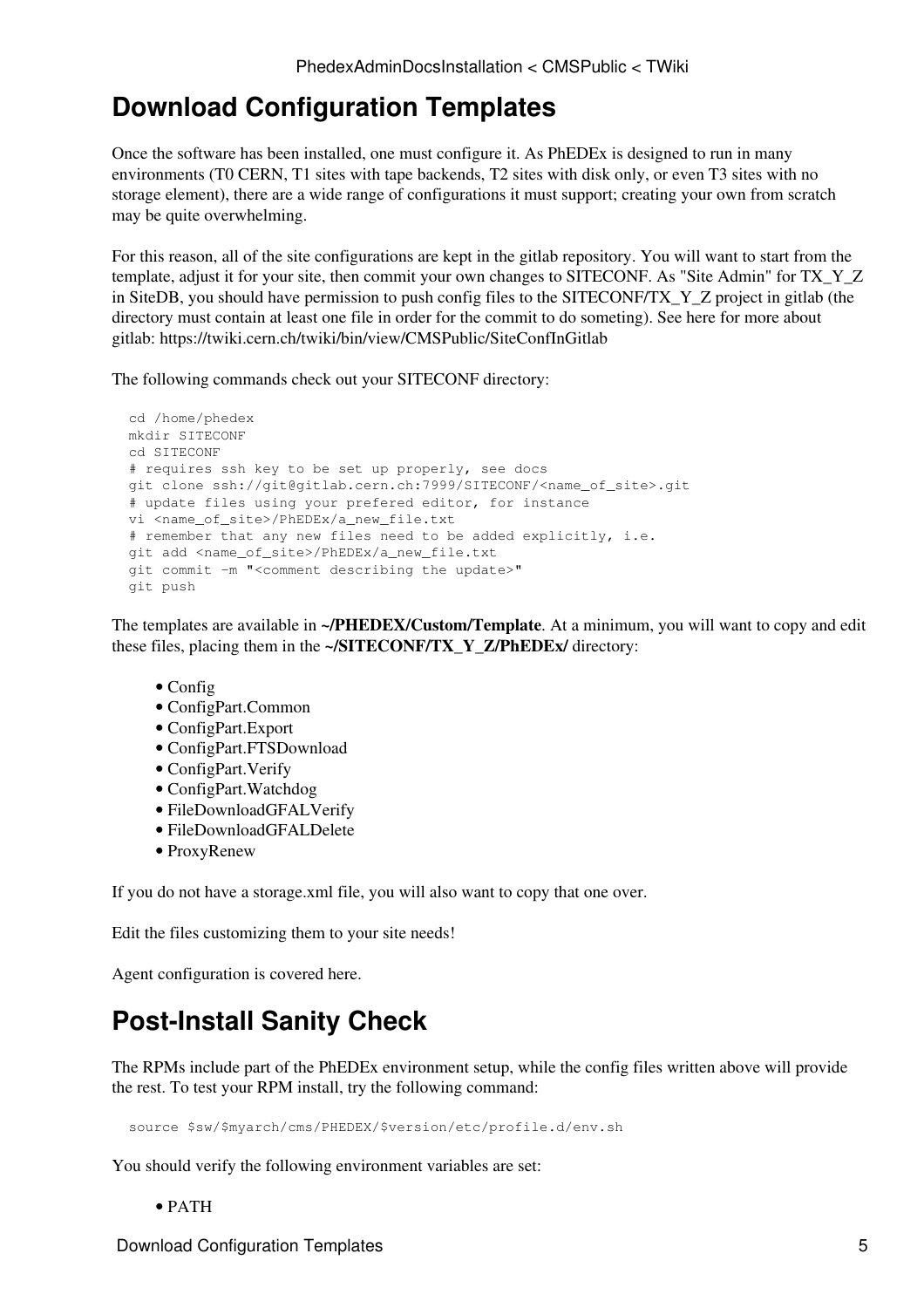## Download Configuration Templates

Once the software has been installed, one must configure it. As PhEDEx is designed to run in many environments (T0 CERN, T1 sites with tape backends, T2 sites with disk only, or even T3 sites with no storage element), there are a wide range of configurations it must support; creating your own from scratch may be quite overwhelming.

For this reason, all of the site configurations are kept in the gitlab repository. You will want to start from the template, adjust it for your site, then commit your own changes to SITECONF. As "Site Admin" for TX_Y_Z in SiteDB, you should have permission to push config files to the SITECONF/TX_Y_Z project in gitlab (the directory must contain at least one file in order for the commit to do someting). See here for more about gitlab: https://twiki.cern.ch/twiki/bin/view/CMSPublic/SiteConfInGitlab

The following commands check out your SITECONF directory:

```
cd /home/phedex
mkdir SITECONF
cd SITECONF
# requires ssh key to be set up properly, see docs
git clone ssh://git@gitlab.cern.ch:7999/SITECONF/<name_of_site>.git
# update files using your prefered editor, for instance
vi <name_of_site>/PhEDEx/a_new_file.txt
# remember that any new files need to be added explicitly, i.e.
git add <name_of_site>/PhEDEx/a_new_file.txt
git commit -m "<comment describing the update>"
git push
```

The templates are available in **~/PHEDEX/Custom/Template**. At a minimum, you will want to copy and edit these files, placing them in the **~/SITECONF/TX_Y_Z/PhEDEx/** directory:

- Config
- ConfigPart.Common
- ConfigPart.Export
- ConfigPart.FTSDownload
- ConfigPart.Verify
- ConfigPart.Watchdog
- FileDownloadGFALVerify
- FileDownloadGFALDelete
- ProxyRenew

If you do not have a storage.xml file, you will also want to copy that one over.

Edit the files customizing them to your site needs!

Agent configuration is covered here.

## Post-Install Sanity Check

The RPMs include part of the PhEDEx environment setup, while the config files written above will provide the rest. To test your RPM install, try the following command:

```
source $sw/$myarch/cms/PHEDEX/$version/etc/profile.d/env.sh
```

You should verify the following environment variables are set:

- PATH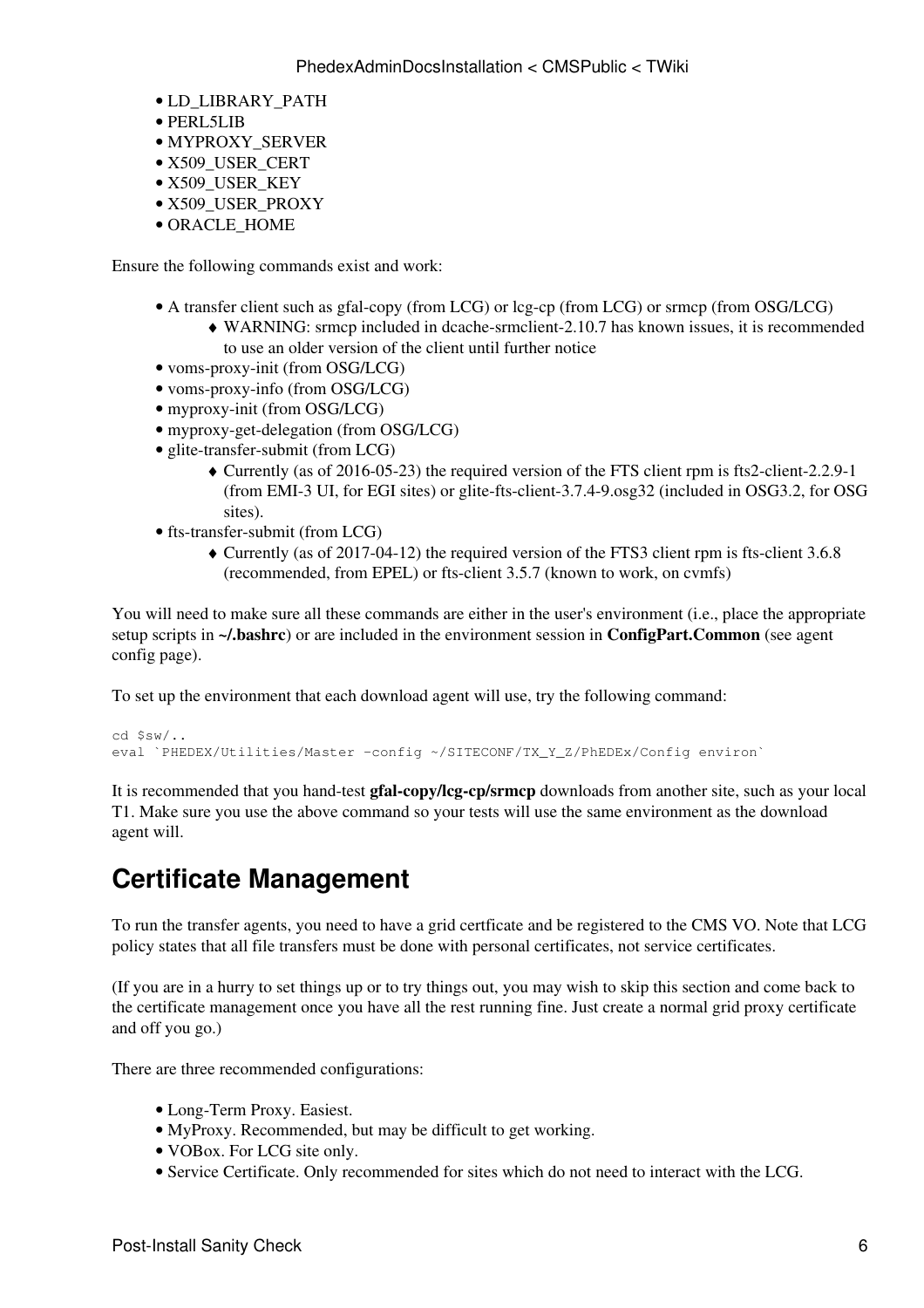- LD_LIBRARY_PATH
- PERL5LIB
- MYPROXY_SERVER
- X509_USER_CERT
- X509_USER_KEY
- X509_USER_PROXY
- ORACLE_HOME

Ensure the following commands exist and work:

- A transfer client such as gfal-copy (from LCG) or lcg-cp (from LCG) or srmcp (from OSG/LCG)
    - WARNING: srmcp included in dcache-srmclient-2.10.7 has known issues, it is recommended to use an older version of the client until further notice
- voms-proxy-init (from OSG/LCG)
- voms-proxy-info (from OSG/LCG)
- myproxy-init (from OSG/LCG)
- myproxy-get-delegation (from OSG/LCG)
- glite-transfer-submit (from LCG)
    - Currently (as of 2016-05-23) the required version of the FTS client rpm is fts2-client-2.2.9-1 (from EMI-3 UI, for EGI sites) or glite-fts-client-3.7.4-9.osg32 (included in OSG3.2, for OSG sites).
- fts-transfer-submit (from LCG)
    - Currently (as of 2017-04-12) the required version of the FTS3 client rpm is fts-client 3.6.8 (recommended, from EPEL) or fts-client 3.5.7 (known to work, on cvmfs)

You will need to make sure all these commands are either in the user's environment (i.e., place the appropriate setup scripts in **~/.bashrc**) or are included in the environment session in **ConfigPart.Common** (see agent config page).

To set up the environment that each download agent will use, try the following command:

```
cd $sw/..
eval `PHEDEX/Utilities/Master -config ~/SITECONF/TX_Y_Z/PhEDEx/Config environ`
```

It is recommended that you hand-test **gfal-copy/lcg-cp/srmcp** downloads from another site, such as your local T1. Make sure you use the above command so your tests will use the same environment as the download agent will.

## Certificate Management

To run the transfer agents, you need to have a grid certficate and be registered to the CMS VO. Note that LCG policy states that all file transfers must be done with personal certificates, not service certificates.

(If you are in a hurry to set things up or to try things out, you may wish to skip this section and come back to the certificate management once you have all the rest running fine. Just create a normal grid proxy certificate and off you go.)

There are three recommended configurations:

- Long-Term Proxy. Easiest.
- MyProxy. Recommended, but may be difficult to get working.
- VOBox. For LCG site only.
- Service Certificate. Only recommended for sites which do not need to interact with the LCG.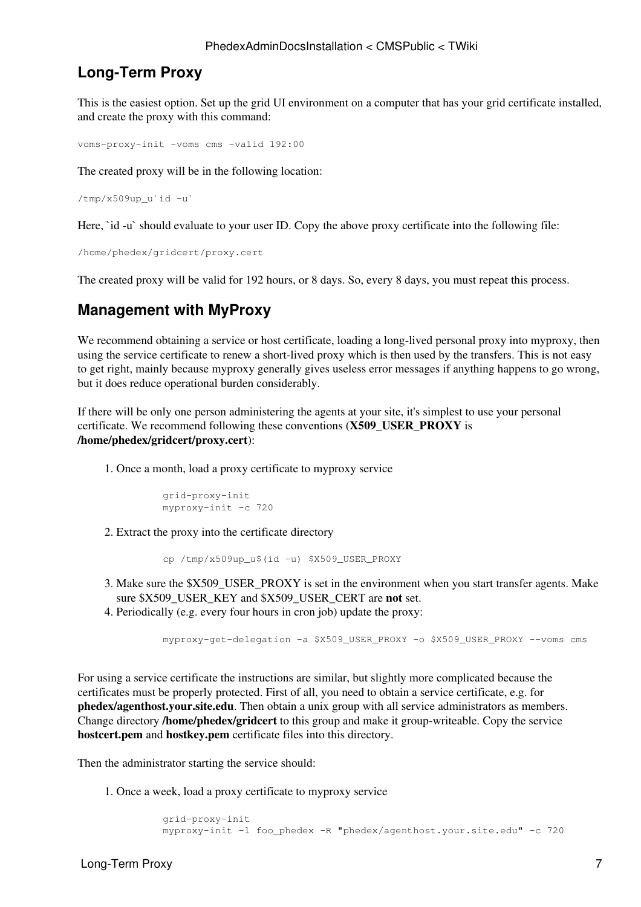## Long-Term Proxy

This is the easiest option. Set up the grid UI environment on a computer that has your grid certificate installed, and create the proxy with this command:

```
voms-proxy-init -voms cms -valid 192:00
```

The created proxy will be in the following location:

```
/tmp/x509up_u`id -u`
```

Here, `id -u` should evaluate to your user ID. Copy the above proxy certificate into the following file:

```
/home/phedex/gridcert/proxy.cert
```

The created proxy will be valid for 192 hours, or 8 days. So, every 8 days, you must repeat this process.

## Management with MyProxy

We recommend obtaining a service or host certificate, loading a long-lived personal proxy into myproxy, then using the service certificate to renew a short-lived proxy which is then used by the transfers. This is not easy to get right, mainly because myproxy generally gives useless error messages if anything happens to go wrong, but it does reduce operational burden considerably.

If there will be only one person administering the agents at your site, it's simplest to use your personal certificate. We recommend following these conventions (**X509_USER_PROXY** is **/home/phedex/gridcert/proxy.cert**):

1. Once a month, load a proxy certificate to myproxy service

   ```
   grid-proxy-init
   myproxy-init -c 720
   ```

2. Extract the proxy into the certificate directory

   ```
   cp /tmp/x509up_u$(id -u) $X509_USER_PROXY
   ```

3. Make sure the $X509_USER_PROXY is set in the environment when you start transfer agents. Make sure $X509_USER_KEY and $X509_USER_CERT are **not** set.
4. Periodically (e.g. every four hours in cron job) update the proxy:

   ```
   myproxy-get-delegation -a $X509_USER_PROXY -o $X509_USER_PROXY --voms cms
   ```

For using a service certificate the instructions are similar, but slightly more complicated because the certificates must be properly protected. First of all, you need to obtain a service certificate, e.g. for **phedex/agenthost.your.site.edu**. Then obtain a unix group with all service administrators as members. Change directory **/home/phedex/gridcert** to this group and make it group-writeable. Copy the service **hostcert.pem** and **hostkey.pem** certificate files into this directory.

Then the administrator starting the service should:

1. Once a week, load a proxy certificate to myproxy service

   ```
   grid-proxy-init
   myproxy-init -l foo_phedex -R "phedex/agenthost.your.site.edu" -c 720
   ```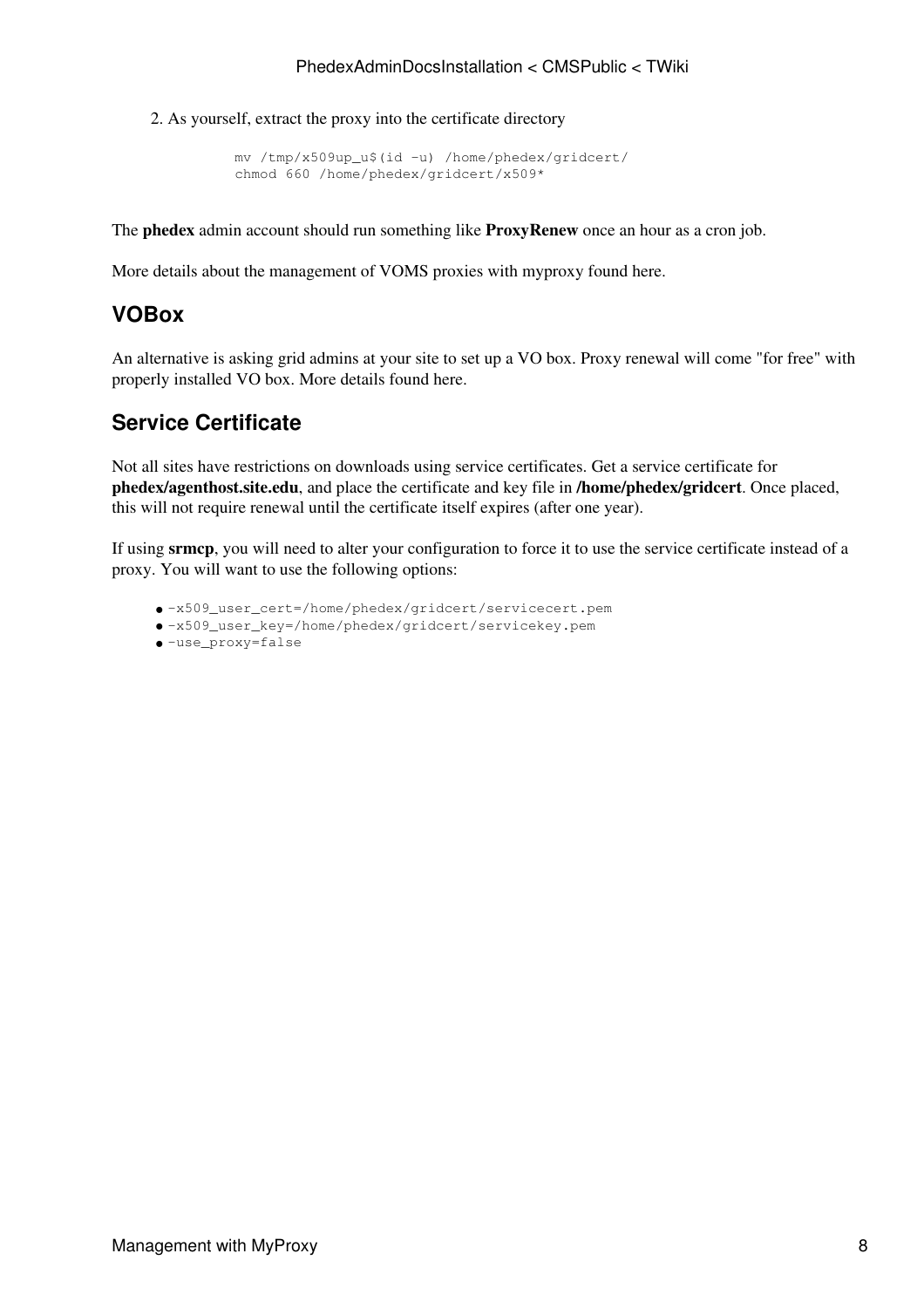2. As yourself, extract the proxy into the certificate directory

```
mv /tmp/x509up_u$(id -u) /home/phedex/gridcert/
chmod 660 /home/phedex/gridcert/x509*
```

The **phedex** admin account should run something like **ProxyRenew** once an hour as a cron job.

More details about the management of VOMS proxies with myproxy found here.

## VOBox

An alternative is asking grid admins at your site to set up a VO box. Proxy renewal will come "for free" with properly installed VO box. More details found here.

## Service Certificate

Not all sites have restrictions on downloads using service certificates. Get a service certificate for **phedex/agenthost.site.edu**, and place the certificate and key file in **/home/phedex/gridcert**. Once placed, this will not require renewal until the certificate itself expires (after one year).

If using **srmcp**, you will need to alter your configuration to force it to use the service certificate instead of a proxy. You will want to use the following options:

- `-x509_user_cert=/home/phedex/gridcert/servicecert.pem`
- `-x509_user_key=/home/phedex/gridcert/servicekey.pem`
- `-use_proxy=false`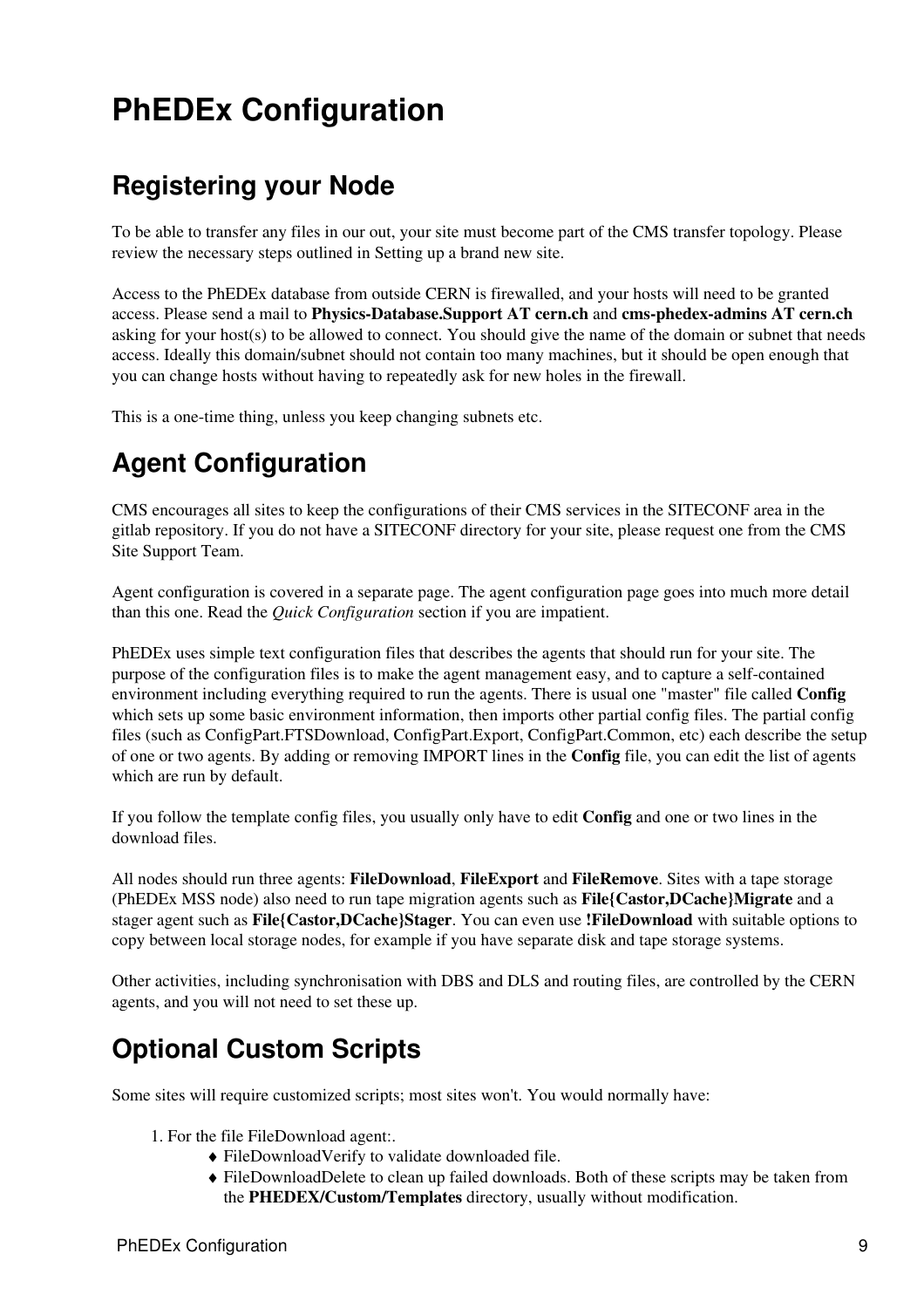# PhEDEx Configuration

## Registering your Node

To be able to transfer any files in our out, your site must become part of the CMS transfer topology. Please review the necessary steps outlined in Setting up a brand new site.

Access to the PhEDEx database from outside CERN is firewalled, and your hosts will need to be granted access. Please send a mail to **Physics-Database.Support AT cern.ch** and **cms-phedex-admins AT cern.ch** asking for your host(s) to be allowed to connect. You should give the name of the domain or subnet that needs access. Ideally this domain/subnet should not contain too many machines, but it should be open enough that you can change hosts without having to repeatedly ask for new holes in the firewall.

This is a one-time thing, unless you keep changing subnets etc.

## Agent Configuration

CMS encourages all sites to keep the configurations of their CMS services in the SITECONF area in the gitlab repository. If you do not have a SITECONF directory for your site, please request one from the CMS Site Support Team.

Agent configuration is covered in a separate page. The agent configuration page goes into much more detail than this one. Read the *Quick Configuration* section if you are impatient.

PhEDEx uses simple text configuration files that describes the agents that should run for your site. The purpose of the configuration files is to make the agent management easy, and to capture a self-contained environment including everything required to run the agents. There is usual one "master" file called **Config** which sets up some basic environment information, then imports other partial config files. The partial config files (such as ConfigPart.FTSDownload, ConfigPart.Export, ConfigPart.Common, etc) each describe the setup of one or two agents. By adding or removing IMPORT lines in the **Config** file, you can edit the list of agents which are run by default.

If you follow the template config files, you usually only have to edit **Config** and one or two lines in the download files.

All nodes should run three agents: **FileDownload**, **FileExport** and **FileRemove**. Sites with a tape storage (PhEDEx MSS node) also need to run tape migration agents such as **File{Castor,DCache}Migrate** and a stager agent such as **File{Castor,DCache}Stager**. You can even use **!FileDownload** with suitable options to copy between local storage nodes, for example if you have separate disk and tape storage systems.

Other activities, including synchronisation with DBS and DLS and routing files, are controlled by the CERN agents, and you will not need to set these up.

## Optional Custom Scripts

Some sites will require customized scripts; most sites won't. You would normally have:

1. For the file FileDownload agent:.
   - FileDownloadVerify to validate downloaded file.
   - FileDownloadDelete to clean up failed downloads. Both of these scripts may be taken from the **PHEDEX/Custom/Templates** directory, usually without modification.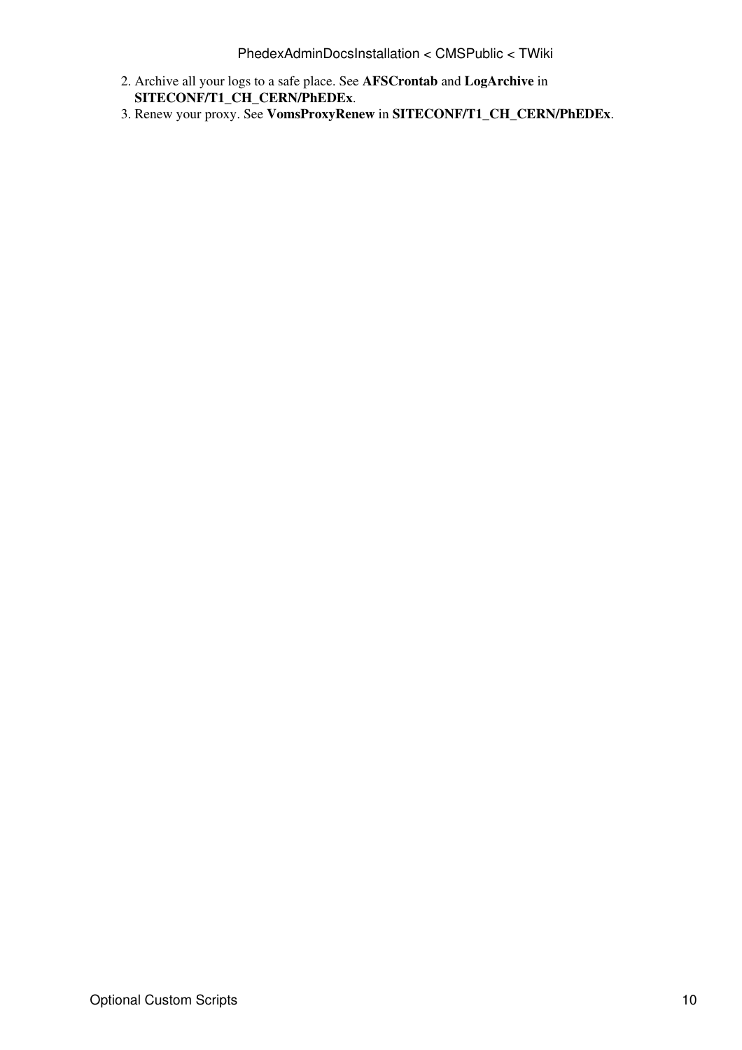2. Archive all your logs to a safe place. See **AFSCrontab** and **LogArchive** in **SITECONF/T1_CH_CERN/PhEDEx**.
3. Renew your proxy. See **VomsProxyRenew** in **SITECONF/T1_CH_CERN/PhEDEx**.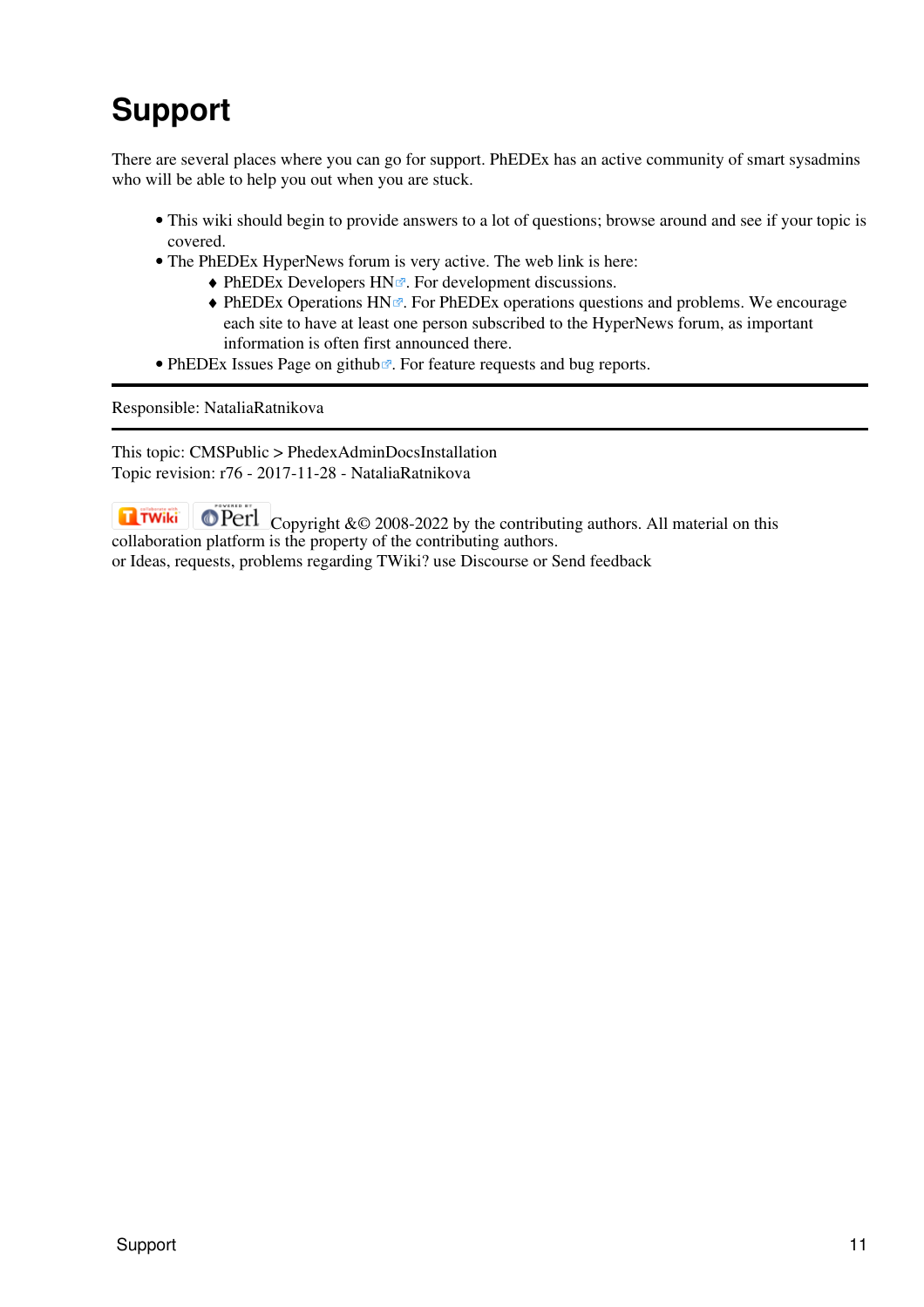# Support

There are several places where you can go for support. PhEDEx has an active community of smart sysadmins who will be able to help you out when you are stuck.

- This wiki should begin to provide answers to a lot of questions; browse around and see if your topic is covered.
- The PhEDEx HyperNews forum is very active. The web link is here:
    - PhEDEx Developers HN. For development discussions.
    - PhEDEx Operations HN. For PhEDEx operations questions and problems. We encourage each site to have at least one person subscribed to the HyperNews forum, as important information is often first announced there.
- PhEDEx Issues Page on github. For feature requests and bug reports.

---

Responsible: NataliaRatnikova

---

This topic: CMSPublic > PhedexAdminDocsInstallation
Topic revision: r76 - 2017-11-28 - NataliaRatnikova

Copyright &© 2008-2022 by the contributing authors. All material on this collaboration platform is the property of the contributing authors.
or Ideas, requests, problems regarding TWiki? use Discourse or Send feedback